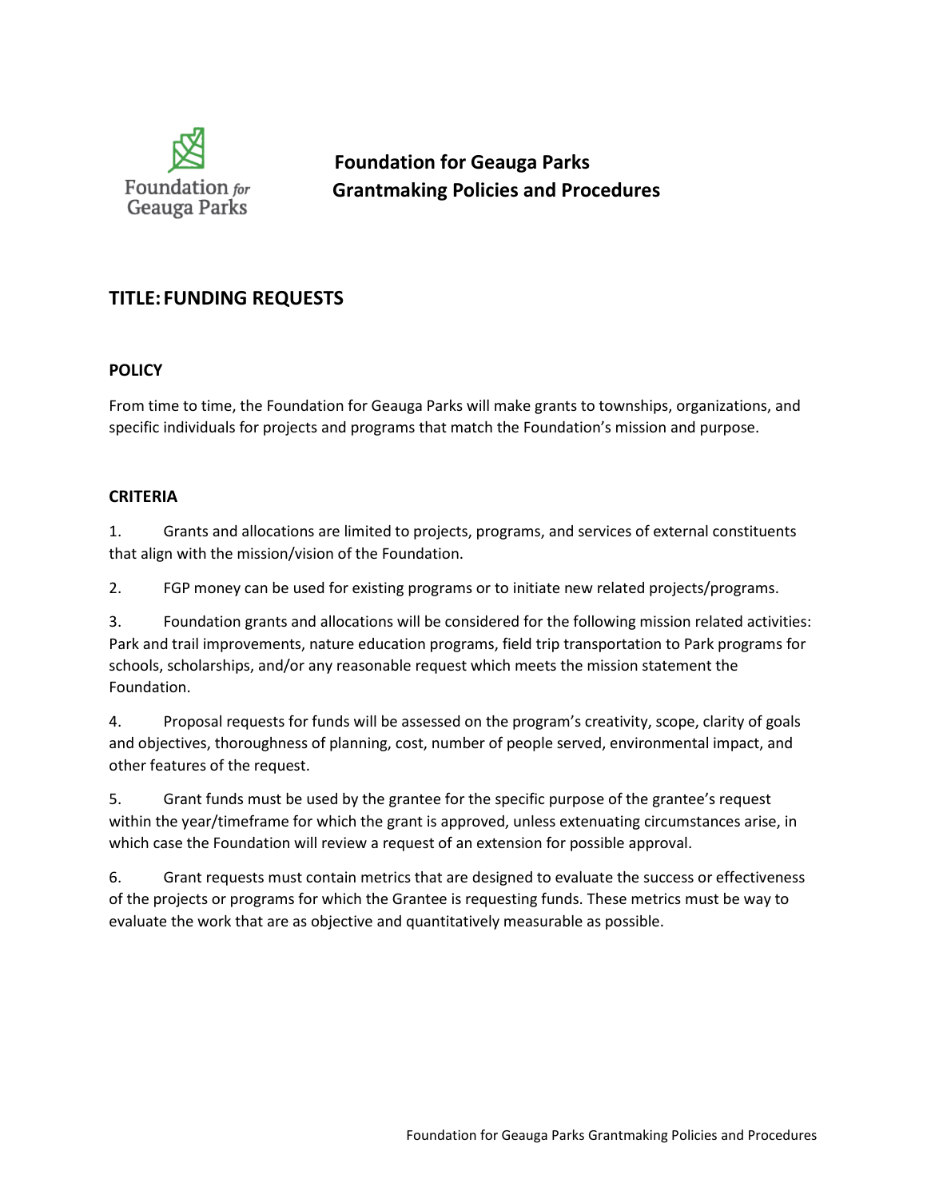# Foundation for Geauga Parks
# Grantmaking Policies and Procedures

## TITLE: FUNDING REQUESTS

### POLICY

From time to time, the Foundation for Geauga Parks will make grants to townships, organizations, and specific individuals for projects and programs that match the Foundation's mission and purpose.

### CRITERIA

1. Grants and allocations are limited to projects, programs, and services of external constituents that align with the mission/vision of the Foundation.

2. FGP money can be used for existing programs or to initiate new related projects/programs.

3. Foundation grants and allocations will be considered for the following mission related activities: Park and trail improvements, nature education programs, field trip transportation to Park programs for schools, scholarships, and/or any reasonable request which meets the mission statement the Foundation.

4. Proposal requests for funds will be assessed on the program's creativity, scope, clarity of goals and objectives, thoroughness of planning, cost, number of people served, environmental impact, and other features of the request.

5. Grant funds must be used by the grantee for the specific purpose of the grantee's request within the year/timeframe for which the grant is approved, unless extenuating circumstances arise, in which case the Foundation will review a request of an extension for possible approval.

6. Grant requests must contain metrics that are designed to evaluate the success or effectiveness of the projects or programs for which the Grantee is requesting funds. These metrics must be way to evaluate the work that are as objective and quantitatively measurable as possible.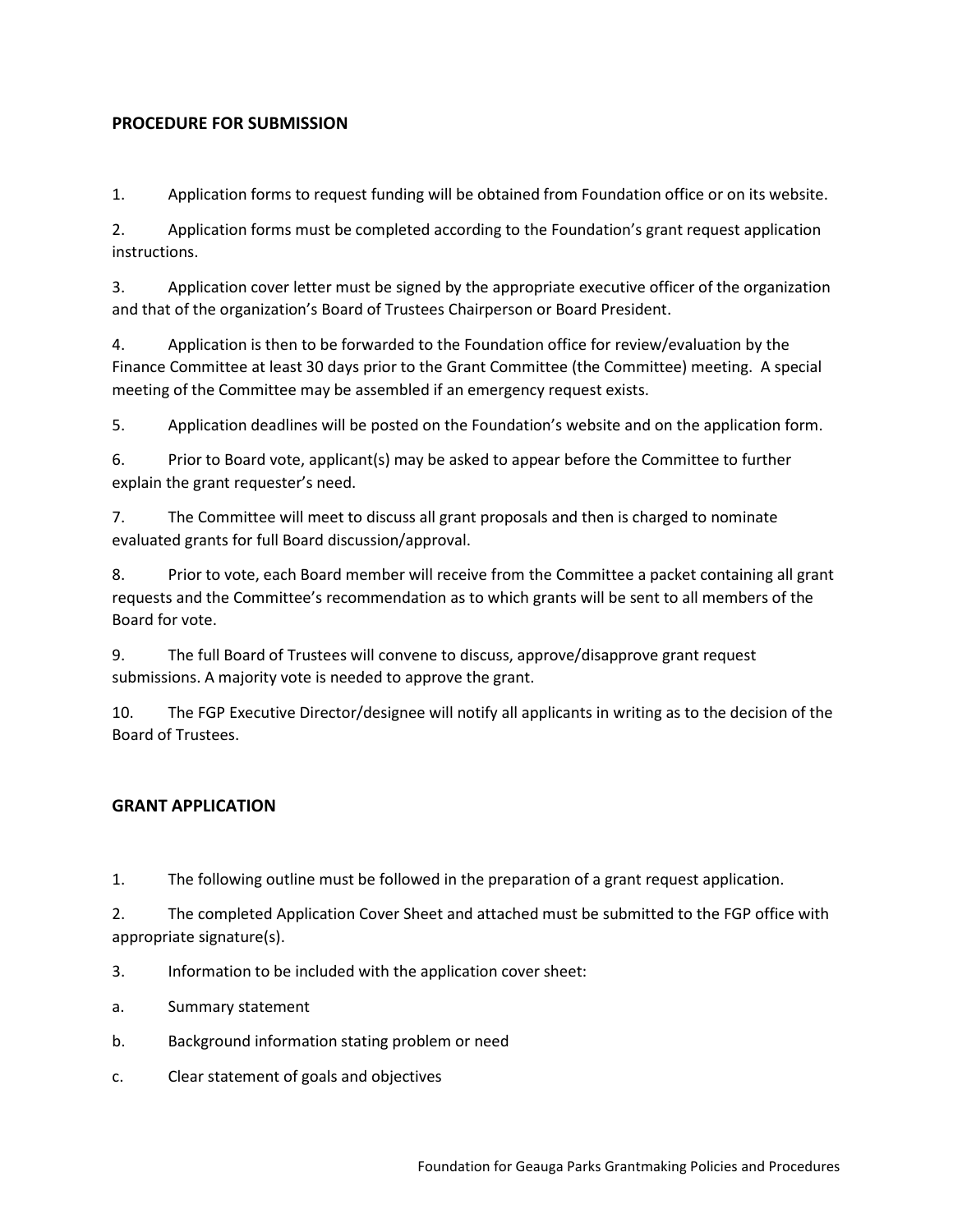## PROCEDURE FOR SUBMISSION

1. Application forms to request funding will be obtained from Foundation office or on its website.

2. Application forms must be completed according to the Foundation's grant request application instructions.

3. Application cover letter must be signed by the appropriate executive officer of the organization and that of the organization's Board of Trustees Chairperson or Board President.

4. Application is then to be forwarded to the Foundation office for review/evaluation by the Finance Committee at least 30 days prior to the Grant Committee (the Committee) meeting. A special meeting of the Committee may be assembled if an emergency request exists.

5. Application deadlines will be posted on the Foundation's website and on the application form.

6. Prior to Board vote, applicant(s) may be asked to appear before the Committee to further explain the grant requester's need.

7. The Committee will meet to discuss all grant proposals and then is charged to nominate evaluated grants for full Board discussion/approval.

8. Prior to vote, each Board member will receive from the Committee a packet containing all grant requests and the Committee's recommendation as to which grants will be sent to all members of the Board for vote.

9. The full Board of Trustees will convene to discuss, approve/disapprove grant request submissions. A majority vote is needed to approve the grant.

10. The FGP Executive Director/designee will notify all applicants in writing as to the decision of the Board of Trustees.

## GRANT APPLICATION

1. The following outline must be followed in the preparation of a grant request application.

2. The completed Application Cover Sheet and attached must be submitted to the FGP office with appropriate signature(s).

3. Information to be included with the application cover sheet:

a. Summary statement

b. Background information stating problem or need

c. Clear statement of goals and objectives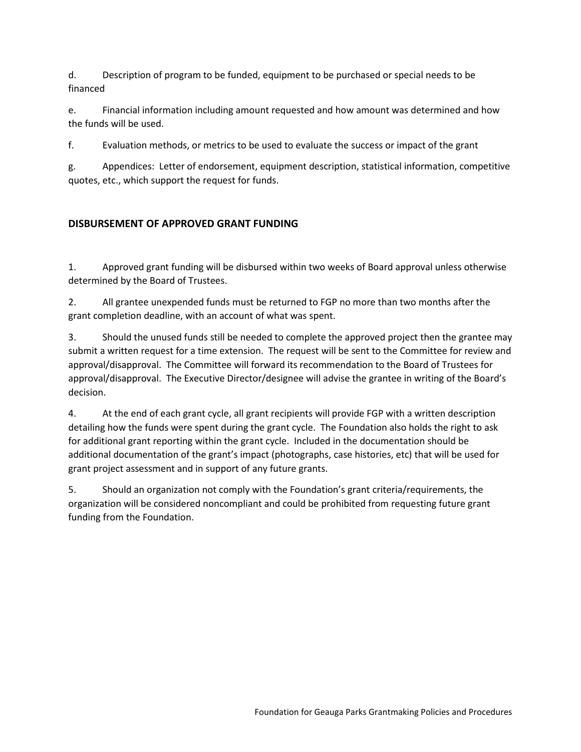d. Description of program to be funded, equipment to be purchased or special needs to be financed

e. Financial information including amount requested and how amount was determined and how the funds will be used.

f. Evaluation methods, or metrics to be used to evaluate the success or impact of the grant

g. Appendices: Letter of endorsement, equipment description, statistical information, competitive quotes, etc., which support the request for funds.

## DISBURSEMENT OF APPROVED GRANT FUNDING

1. Approved grant funding will be disbursed within two weeks of Board approval unless otherwise determined by the Board of Trustees.

2. All grantee unexpended funds must be returned to FGP no more than two months after the grant completion deadline, with an account of what was spent.

3. Should the unused funds still be needed to complete the approved project then the grantee may submit a written request for a time extension. The request will be sent to the Committee for review and approval/disapproval. The Committee will forward its recommendation to the Board of Trustees for approval/disapproval. The Executive Director/designee will advise the grantee in writing of the Board's decision.

4. At the end of each grant cycle, all grant recipients will provide FGP with a written description detailing how the funds were spent during the grant cycle. The Foundation also holds the right to ask for additional grant reporting within the grant cycle. Included in the documentation should be additional documentation of the grant's impact (photographs, case histories, etc) that will be used for grant project assessment and in support of any future grants.

5. Should an organization not comply with the Foundation's grant criteria/requirements, the organization will be considered noncompliant and could be prohibited from requesting future grant funding from the Foundation.